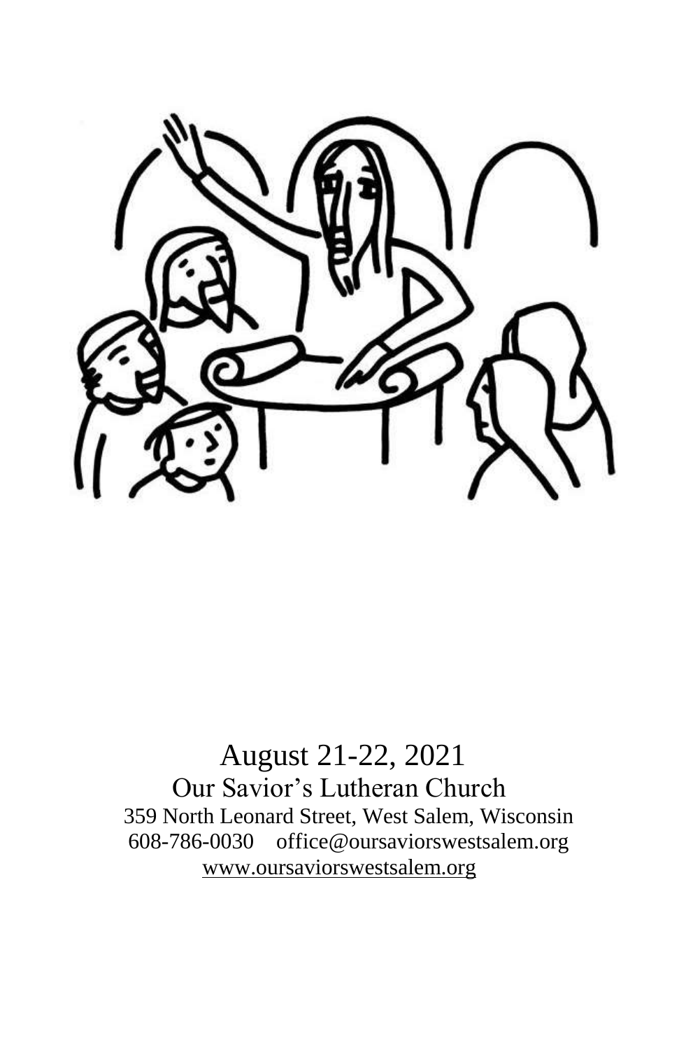August 21-22, 2021

Our Savior's Lutheran Church

359 North Leonard Street, West Salem, Wisconsin

608-786-0030 office@oursaviorswestsalem.org

www.oursaviorswestsalem.org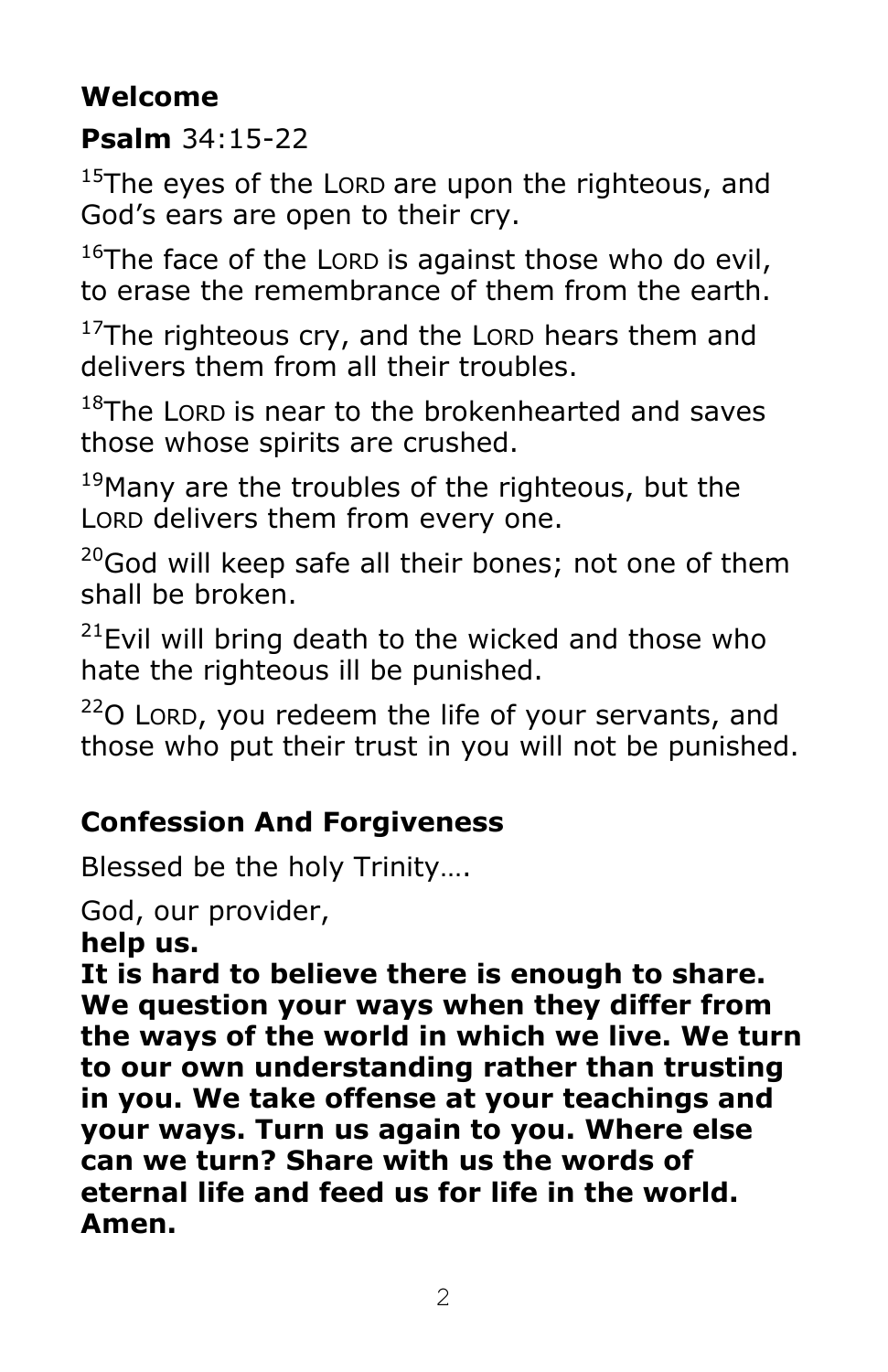**Welcome**

**Psalm** 34:15-22

[15]The eyes of the LORD are upon the righteous, and God's ears are open to their cry.

[16]The face of the LORD is against those who do evil, to erase the remembrance of them from the earth.

[17]The righteous cry, and the LORD hears them and delivers them from all their troubles.

[18]The LORD is near to the brokenhearted and saves those whose spirits are crushed.

[19]Many are the troubles of the righteous, but the LORD delivers them from every one.

[20]God will keep safe all their bones; not one of them shall be broken.

[21]Evil will bring death to the wicked and those who hate the righteous ill be punished.

[22]O LORD, you redeem the life of your servants, and those who put their trust in you will not be punished.

**Confession And Forgiveness**

Blessed be the holy Trinity….

God, our provider,
**help us.**
**It is hard to believe there is enough to share. We question your ways when they differ from the ways of the world in which we live. We turn to our own understanding rather than trusting in you. We take offense at your teachings and your ways. Turn us again to you. Where else can we turn? Share with us the words of eternal life and feed us for life in the world. Amen.**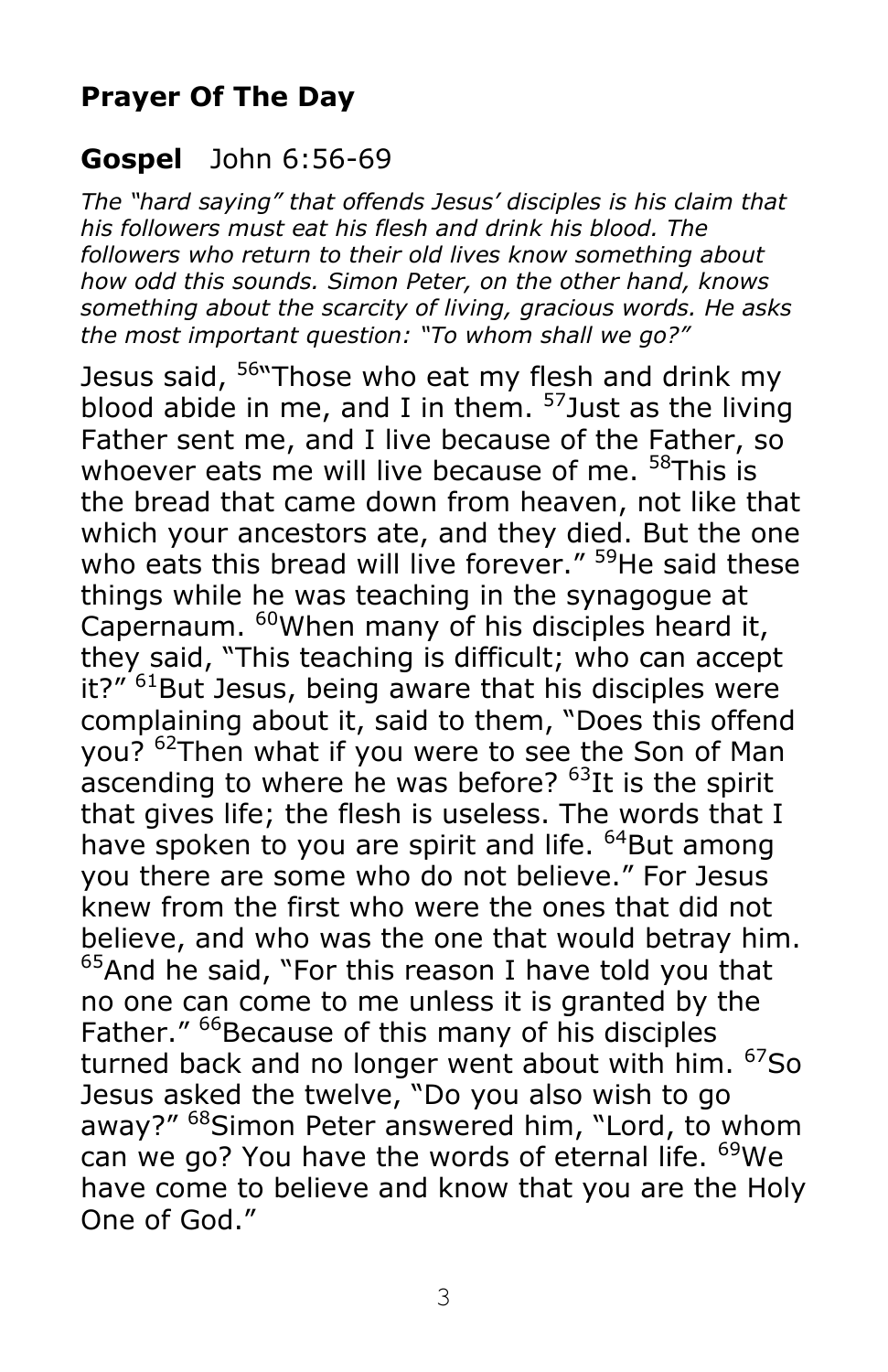## Prayer Of The Day

## Gospel John 6:56-69

*The "hard saying" that offends Jesus' disciples is his claim that his followers must eat his flesh and drink his blood. The followers who return to their old lives know something about how odd this sounds. Simon Peter, on the other hand, knows something about the scarcity of living, gracious words. He asks the most important question: "To whom shall we go?"*

Jesus said, [56]"Those who eat my flesh and drink my blood abide in me, and I in them. [57]Just as the living Father sent me, and I live because of the Father, so whoever eats me will live because of me. [58]This is the bread that came down from heaven, not like that which your ancestors ate, and they died. But the one who eats this bread will live forever." [59]He said these things while he was teaching in the synagogue at Capernaum. [60]When many of his disciples heard it, they said, "This teaching is difficult; who can accept it?" [61]But Jesus, being aware that his disciples were complaining about it, said to them, "Does this offend you? [62]Then what if you were to see the Son of Man ascending to where he was before? [63]It is the spirit that gives life; the flesh is useless. The words that I have spoken to you are spirit and life. [64]But among you there are some who do not believe." For Jesus knew from the first who were the ones that did not believe, and who was the one that would betray him. [65]And he said, "For this reason I have told you that no one can come to me unless it is granted by the Father." [66]Because of this many of his disciples turned back and no longer went about with him. [67]So Jesus asked the twelve, "Do you also wish to go away?" [68]Simon Peter answered him, "Lord, to whom can we go? You have the words of eternal life. [69]We have come to believe and know that you are the Holy One of God."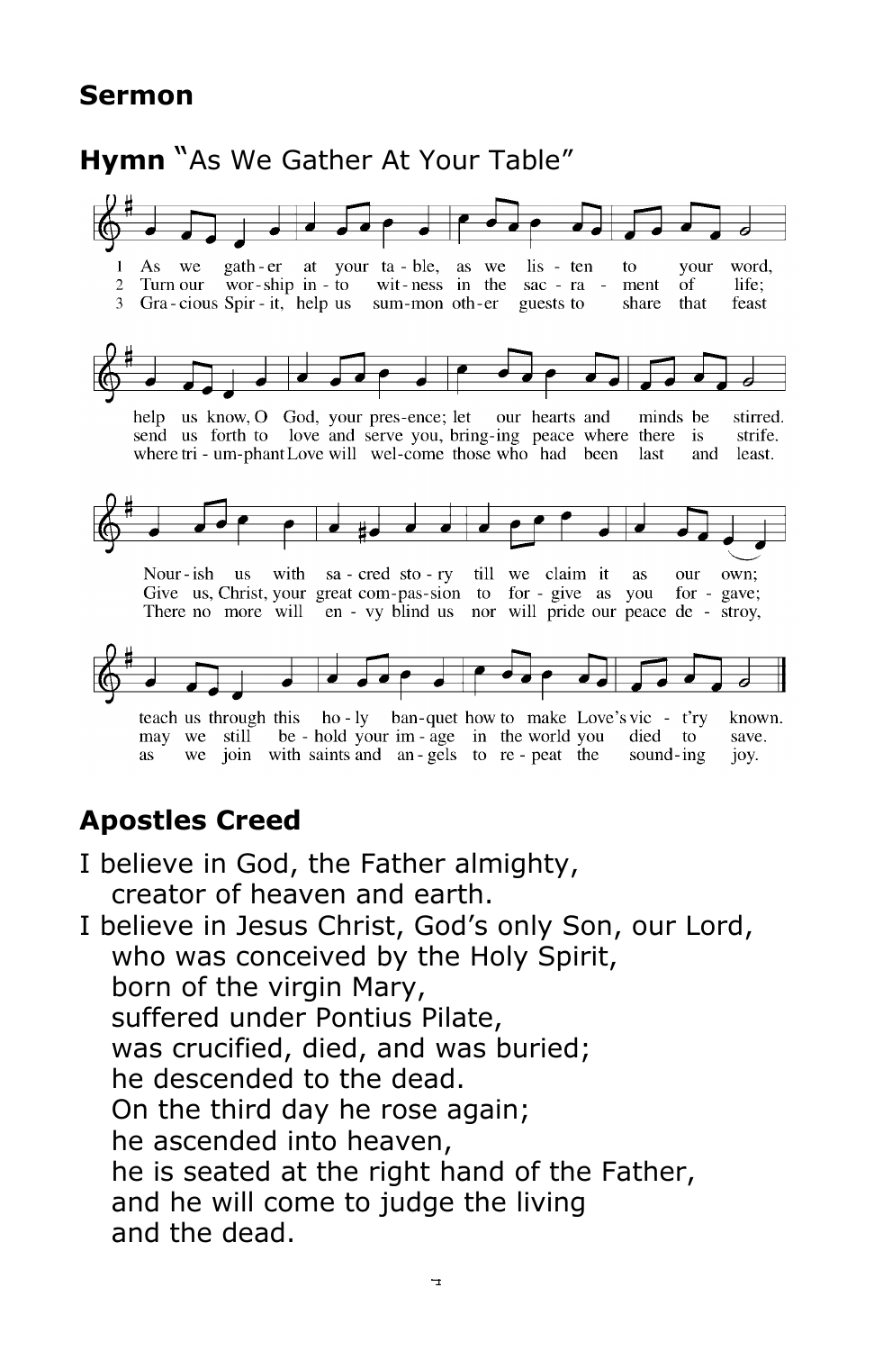## Sermon

## **Hymn** "As We Gather At Your Table"

1 As we gather at your table, as we listen to your word,
help us know, O God, your presence; let our hearts and minds be stirred.
Nourish us with sacred story till we claim it as our own;
teach us through this holy banquet how to make Love's vic-t'ry known.

2 Turn our worship into witness in the sacrament of life;
send us forth to love and serve you, bringing peace where there is strife.
Give us, Christ, your great compassion to forgive as you forgave;
may we still behold your image in the world you died to save.

3 Gracious Spirit, help us summon other guests to share that feast
where triumphant Love will welcome those who had been last and least.
There no more will envy blind us nor will pride our peace destroy,
as we join with saints and angels to repeat the sounding joy.

## Apostles Creed

I believe in God, the Father almighty,
creator of heaven and earth.
I believe in Jesus Christ, God's only Son, our Lord,
who was conceived by the Holy Spirit,
born of the virgin Mary,
suffered under Pontius Pilate,
was crucified, died, and was buried;
he descended to the dead.
On the third day he rose again;
he ascended into heaven,
he is seated at the right hand of the Father,
and he will come to judge the living
and the dead.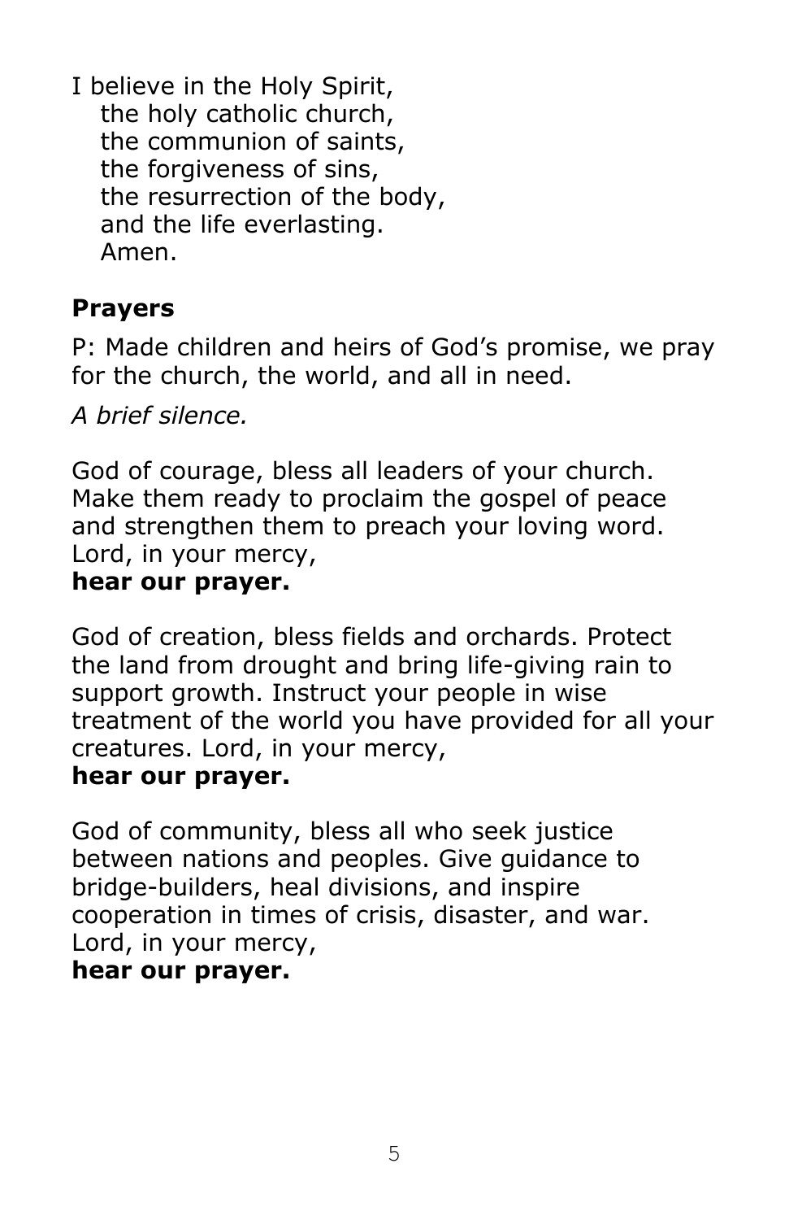I believe in the Holy Spirit,
the holy catholic church,
the communion of saints,
the forgiveness of sins,
the resurrection of the body,
and the life everlasting.
Amen.

## Prayers

P: Made children and heirs of God's promise, we pray for the church, the world, and all in need.

*A brief silence.*

God of courage, bless all leaders of your church. Make them ready to proclaim the gospel of peace and strengthen them to preach your loving word. Lord, in your mercy,
**hear our prayer.**

God of creation, bless fields and orchards. Protect the land from drought and bring life-giving rain to support growth. Instruct your people in wise treatment of the world you have provided for all your creatures. Lord, in your mercy,
**hear our prayer.**

God of community, bless all who seek justice between nations and peoples. Give guidance to bridge-builders, heal divisions, and inspire cooperation in times of crisis, disaster, and war. Lord, in your mercy,
**hear our prayer.**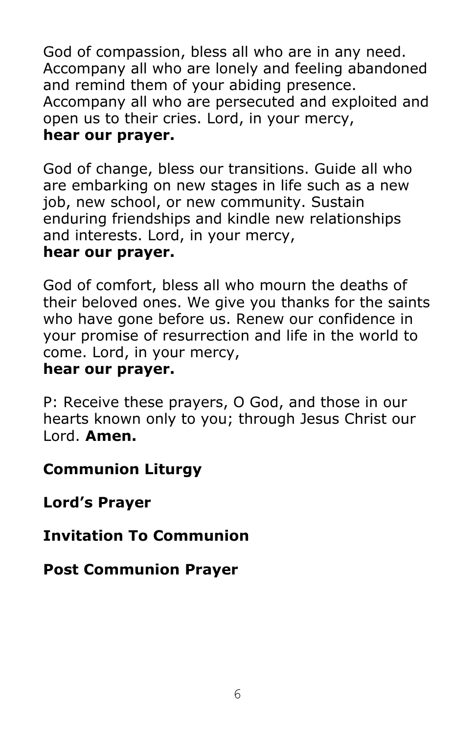God of compassion, bless all who are in any need. Accompany all who are lonely and feeling abandoned and remind them of your abiding presence. Accompany all who are persecuted and exploited and open us to their cries. Lord, in your mercy,
**hear our prayer.**

God of change, bless our transitions. Guide all who are embarking on new stages in life such as a new job, new school, or new community. Sustain enduring friendships and kindle new relationships and interests. Lord, in your mercy,
**hear our prayer.**

God of comfort, bless all who mourn the deaths of their beloved ones. We give you thanks for the saints who have gone before us. Renew our confidence in your promise of resurrection and life in the world to come. Lord, in your mercy,
**hear our prayer.**

P: Receive these prayers, O God, and those in our hearts known only to you; through Jesus Christ our Lord. **Amen.**

**Communion Liturgy**

**Lord's Prayer**

**Invitation To Communion**

**Post Communion Prayer**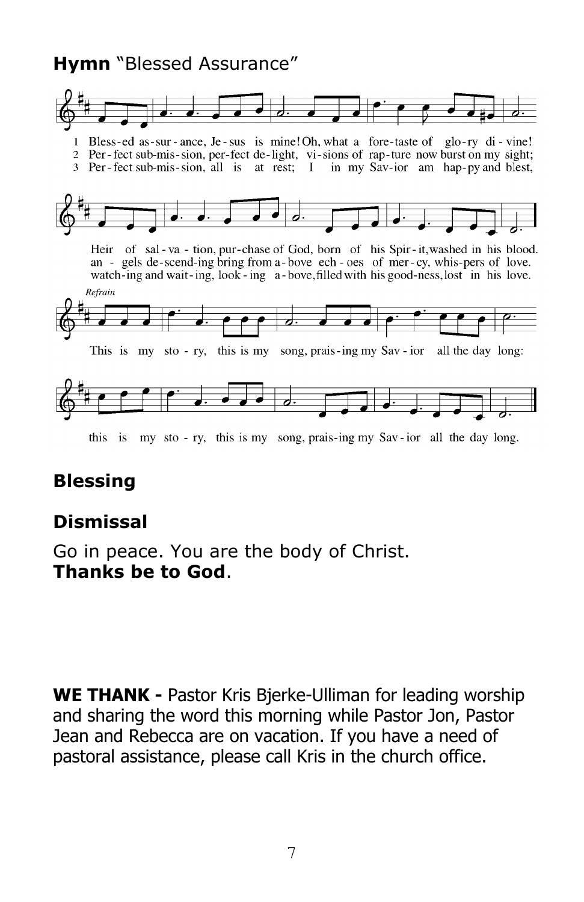**Hymn** "Blessed Assurance"

1 Bless-ed as-sur-ance, Je-sus is mine! Oh, what a fore-taste of glo-ry di-vine!
Heir of sal-va-tion, pur-chase of God, born of his Spir-it, washed in his blood.

2 Per-fect sub-mis-sion, per-fect de-light, vi-sions of rap-ture now burst on my sight;
an-gels de-scend-ing bring from a-bove ech-oes of mer-cy, whis-pers of love.

3 Per-fect sub-mis-sion, all is at rest; I in my Sav-ior am hap-py and blest,
watch-ing and wait-ing, look-ing a-bove, filled with his good-ness, lost in his love.

*Refrain*

This is my sto-ry, this is my song, prais-ing my Sav-ior all the day long:
this is my sto-ry, this is my song, prais-ing my Sav-ior all the day long.

## Blessing

## Dismissal

Go in peace. You are the body of Christ.
**Thanks be to God**.

**WE THANK -** Pastor Kris Bjerke-Ulliman for leading worship and sharing the word this morning while Pastor Jon, Pastor Jean and Rebecca are on vacation. If you have a need of pastoral assistance, please call Kris in the church office.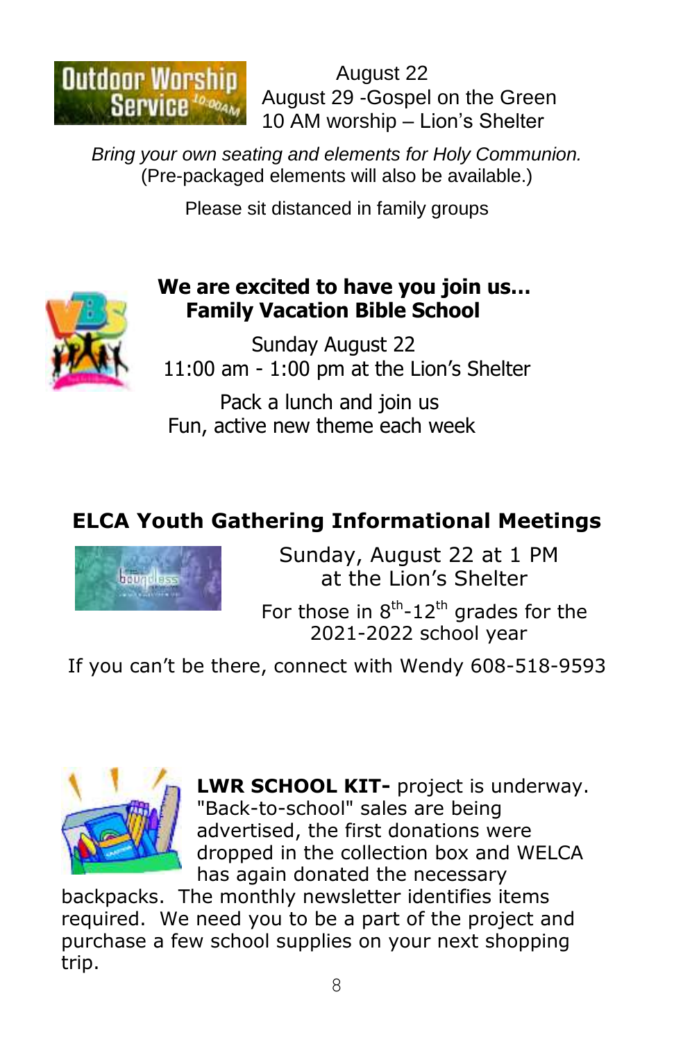Outdoor Worship Service 10:00AM

August 22
August 29 -Gospel on the Green
10 AM worship – Lion's Shelter

*Bring your own seating and elements for Holy Communion.*
(Pre-packaged elements will also be available.)

Please sit distanced in family groups

**We are excited to have you join us…**
**Family Vacation Bible School**

Sunday August 22
11:00 am - 1:00 pm at the Lion's Shelter

Pack a lunch and join us
Fun, active new theme each week

## ELCA Youth Gathering Informational Meetings

Sunday, August 22 at 1 PM
at the Lion's Shelter

For those in 8th-12th grades for the 2021-2022 school year

If you can't be there, connect with Wendy 608-518-9593

**LWR SCHOOL KIT-** project is underway. "Back-to-school" sales are being advertised, the first donations were dropped in the collection box and WELCA has again donated the necessary backpacks. The monthly newsletter identifies items required. We need you to be a part of the project and purchase a few school supplies on your next shopping trip.